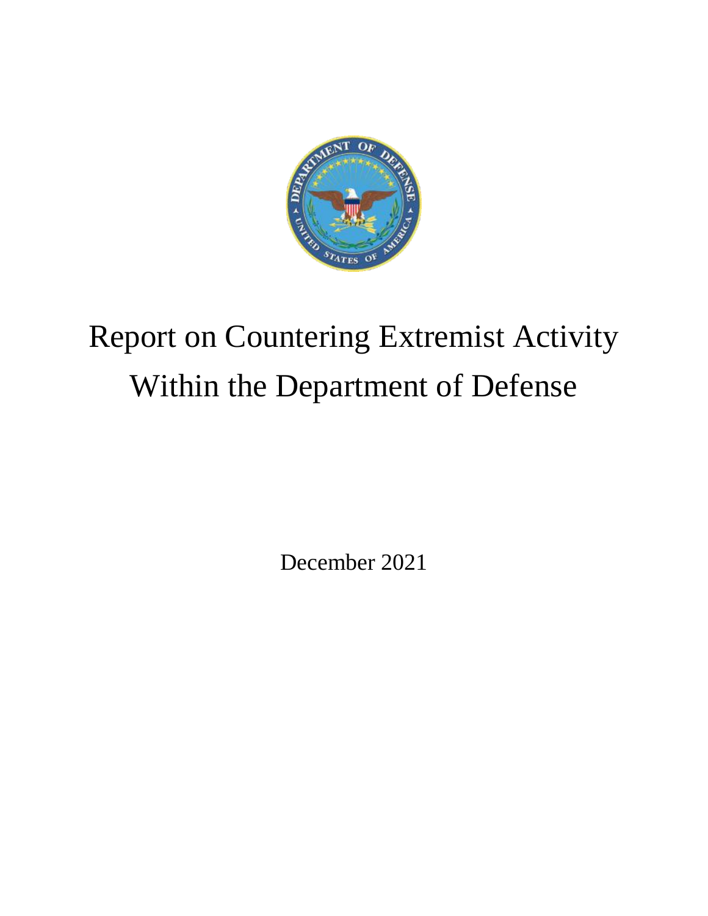# Report on Countering Extremist Activity Within the Department of Defense

December 2021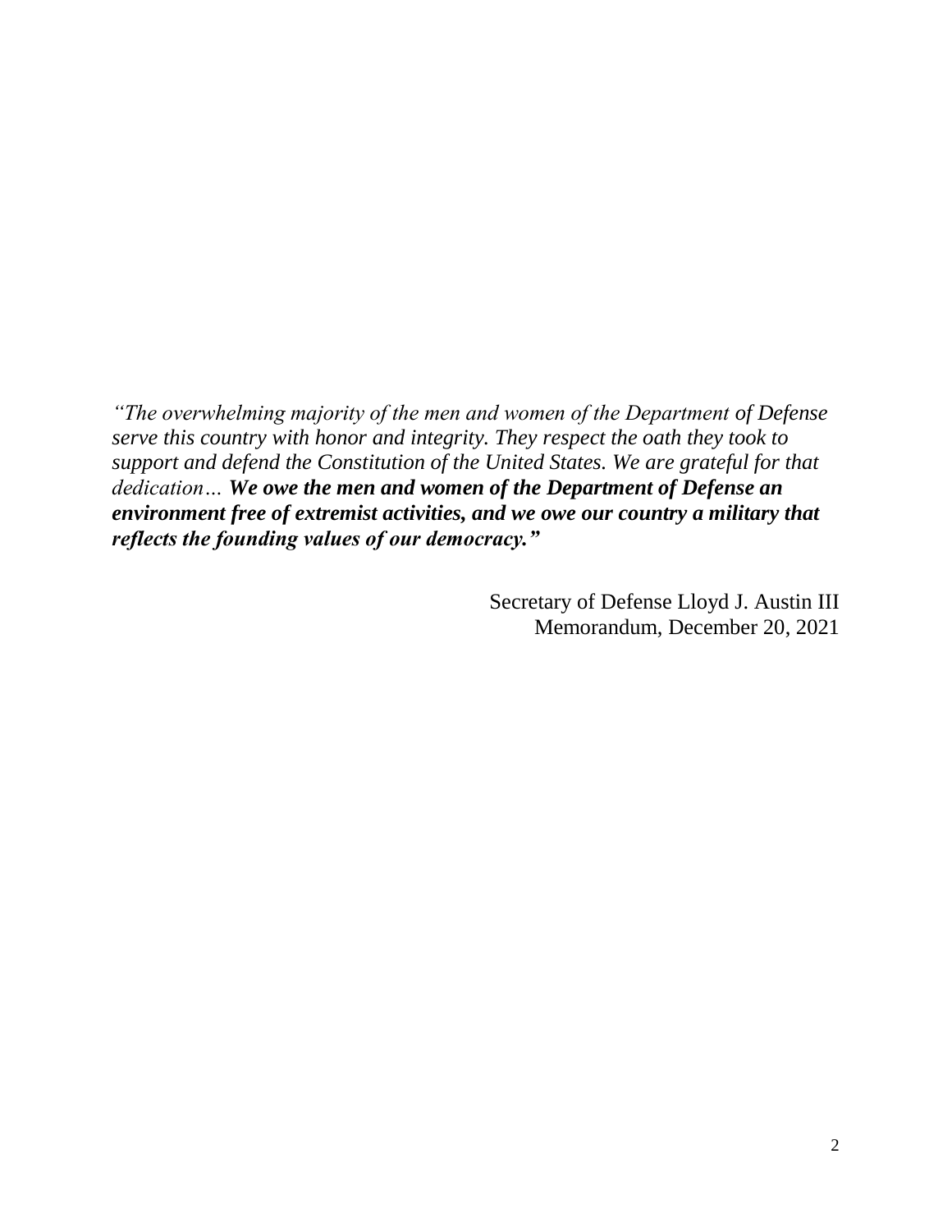*"The overwhelming majority of the men and women of the Department of Defense serve this country with honor and integrity. They respect the oath they took to support and defend the Constitution of the United States. We are grateful for that dedication… **We owe the men and women of the Department of Defense an environment free of extremist activities, and we owe our country a military that reflects the founding values of our democracy."***

Secretary of Defense Lloyd J. Austin III
Memorandum, December 20, 2021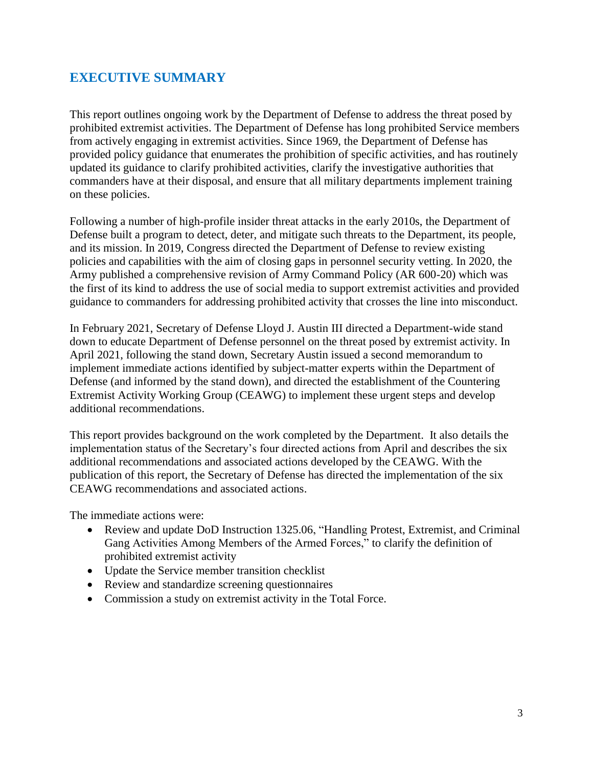## EXECUTIVE SUMMARY

This report outlines ongoing work by the Department of Defense to address the threat posed by prohibited extremist activities. The Department of Defense has long prohibited Service members from actively engaging in extremist activities. Since 1969, the Department of Defense has provided policy guidance that enumerates the prohibition of specific activities, and has routinely updated its guidance to clarify prohibited activities, clarify the investigative authorities that commanders have at their disposal, and ensure that all military departments implement training on these policies.

Following a number of high-profile insider threat attacks in the early 2010s, the Department of Defense built a program to detect, deter, and mitigate such threats to the Department, its people, and its mission. In 2019, Congress directed the Department of Defense to review existing policies and capabilities with the aim of closing gaps in personnel security vetting. In 2020, the Army published a comprehensive revision of Army Command Policy (AR 600-20) which was the first of its kind to address the use of social media to support extremist activities and provided guidance to commanders for addressing prohibited activity that crosses the line into misconduct.

In February 2021, Secretary of Defense Lloyd J. Austin III directed a Department-wide stand down to educate Department of Defense personnel on the threat posed by extremist activity. In April 2021, following the stand down, Secretary Austin issued a second memorandum to implement immediate actions identified by subject-matter experts within the Department of Defense (and informed by the stand down), and directed the establishment of the Countering Extremist Activity Working Group (CEAWG) to implement these urgent steps and develop additional recommendations.

This report provides background on the work completed by the Department. It also details the implementation status of the Secretary's four directed actions from April and describes the six additional recommendations and associated actions developed by the CEAWG. With the publication of this report, the Secretary of Defense has directed the implementation of the six CEAWG recommendations and associated actions.

The immediate actions were:

- Review and update DoD Instruction 1325.06, "Handling Protest, Extremist, and Criminal Gang Activities Among Members of the Armed Forces," to clarify the definition of prohibited extremist activity
- Update the Service member transition checklist
- Review and standardize screening questionnaires
- Commission a study on extremist activity in the Total Force.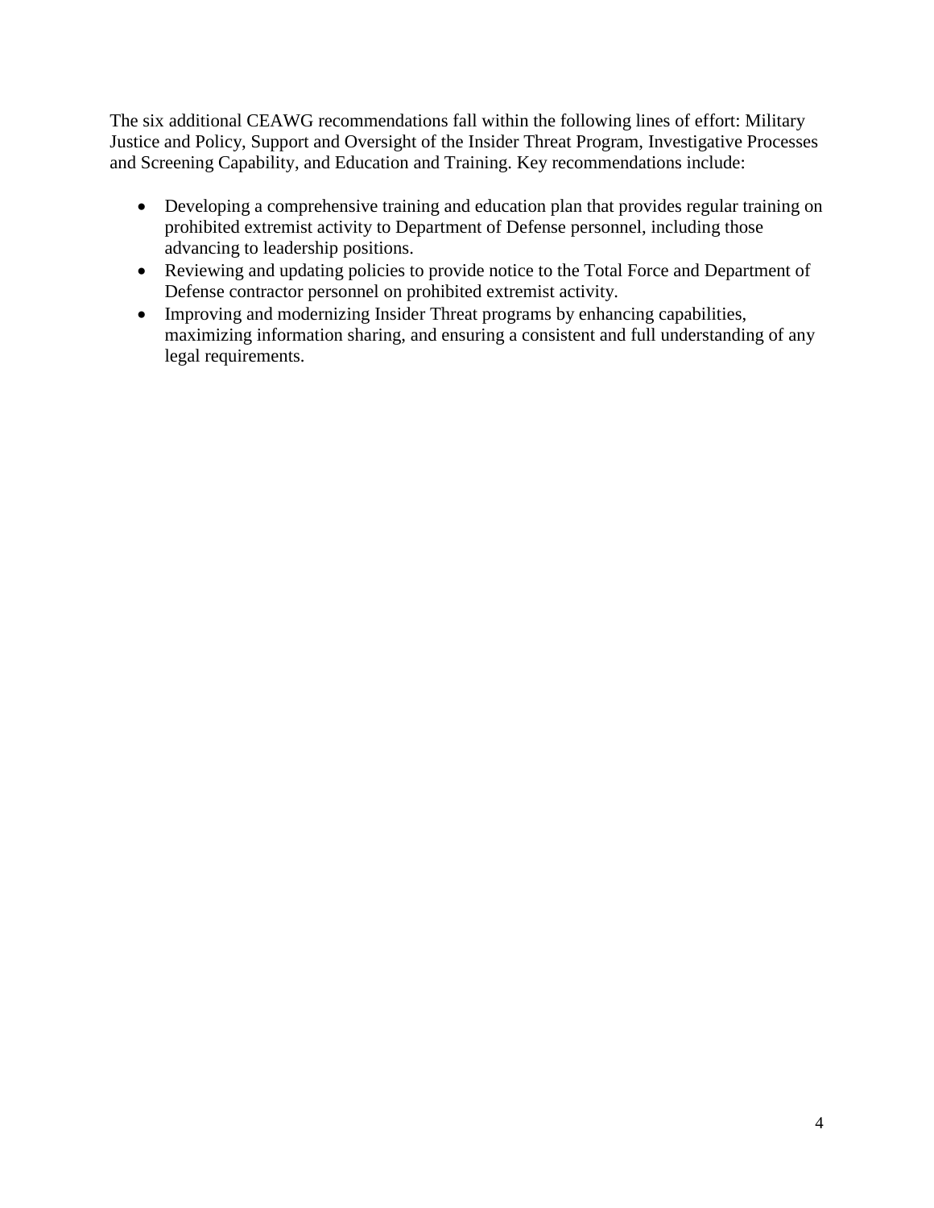The six additional CEAWG recommendations fall within the following lines of effort: Military Justice and Policy, Support and Oversight of the Insider Threat Program, Investigative Processes and Screening Capability, and Education and Training. Key recommendations include:

- Developing a comprehensive training and education plan that provides regular training on prohibited extremist activity to Department of Defense personnel, including those advancing to leadership positions.
- Reviewing and updating policies to provide notice to the Total Force and Department of Defense contractor personnel on prohibited extremist activity.
- Improving and modernizing Insider Threat programs by enhancing capabilities, maximizing information sharing, and ensuring a consistent and full understanding of any legal requirements.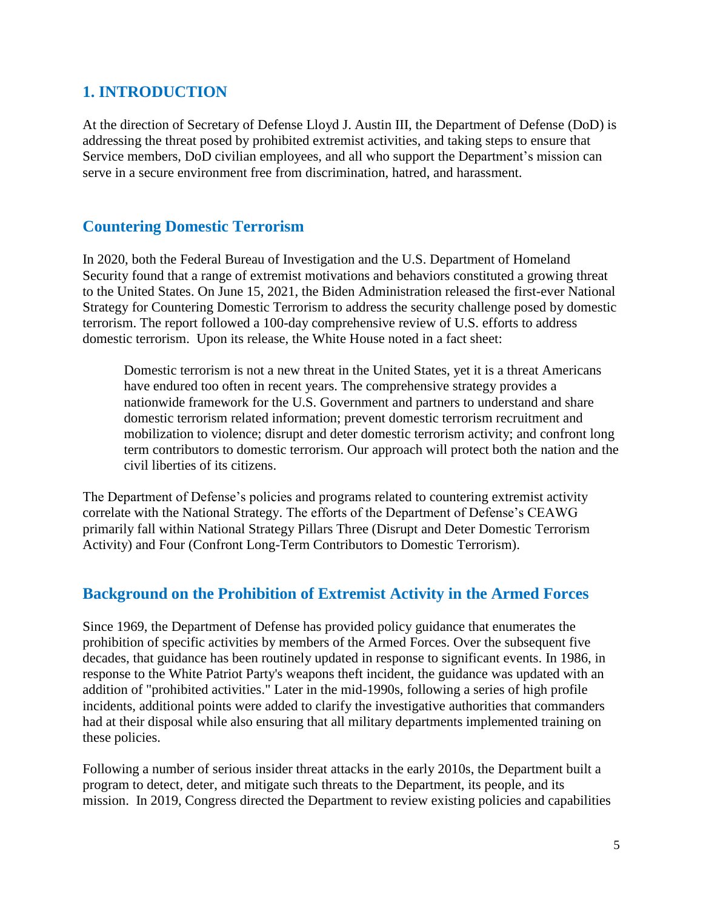## 1. INTRODUCTION

At the direction of Secretary of Defense Lloyd J. Austin III, the Department of Defense (DoD) is addressing the threat posed by prohibited extremist activities, and taking steps to ensure that Service members, DoD civilian employees, and all who support the Department's mission can serve in a secure environment free from discrimination, hatred, and harassment.

### Countering Domestic Terrorism

In 2020, both the Federal Bureau of Investigation and the U.S. Department of Homeland Security found that a range of extremist motivations and behaviors constituted a growing threat to the United States. On June 15, 2021, the Biden Administration released the first-ever National Strategy for Countering Domestic Terrorism to address the security challenge posed by domestic terrorism. The report followed a 100-day comprehensive review of U.S. efforts to address domestic terrorism. Upon its release, the White House noted in a fact sheet:

> Domestic terrorism is not a new threat in the United States, yet it is a threat Americans have endured too often in recent years. The comprehensive strategy provides a nationwide framework for the U.S. Government and partners to understand and share domestic terrorism related information; prevent domestic terrorism recruitment and mobilization to violence; disrupt and deter domestic terrorism activity; and confront long term contributors to domestic terrorism. Our approach will protect both the nation and the civil liberties of its citizens.

The Department of Defense's policies and programs related to countering extremist activity correlate with the National Strategy. The efforts of the Department of Defense's CEAWG primarily fall within National Strategy Pillars Three (Disrupt and Deter Domestic Terrorism Activity) and Four (Confront Long-Term Contributors to Domestic Terrorism).

### Background on the Prohibition of Extremist Activity in the Armed Forces

Since 1969, the Department of Defense has provided policy guidance that enumerates the prohibition of specific activities by members of the Armed Forces. Over the subsequent five decades, that guidance has been routinely updated in response to significant events. In 1986, in response to the White Patriot Party's weapons theft incident, the guidance was updated with an addition of "prohibited activities." Later in the mid-1990s, following a series of high profile incidents, additional points were added to clarify the investigative authorities that commanders had at their disposal while also ensuring that all military departments implemented training on these policies.

Following a number of serious insider threat attacks in the early 2010s, the Department built a program to detect, deter, and mitigate such threats to the Department, its people, and its mission. In 2019, Congress directed the Department to review existing policies and capabilities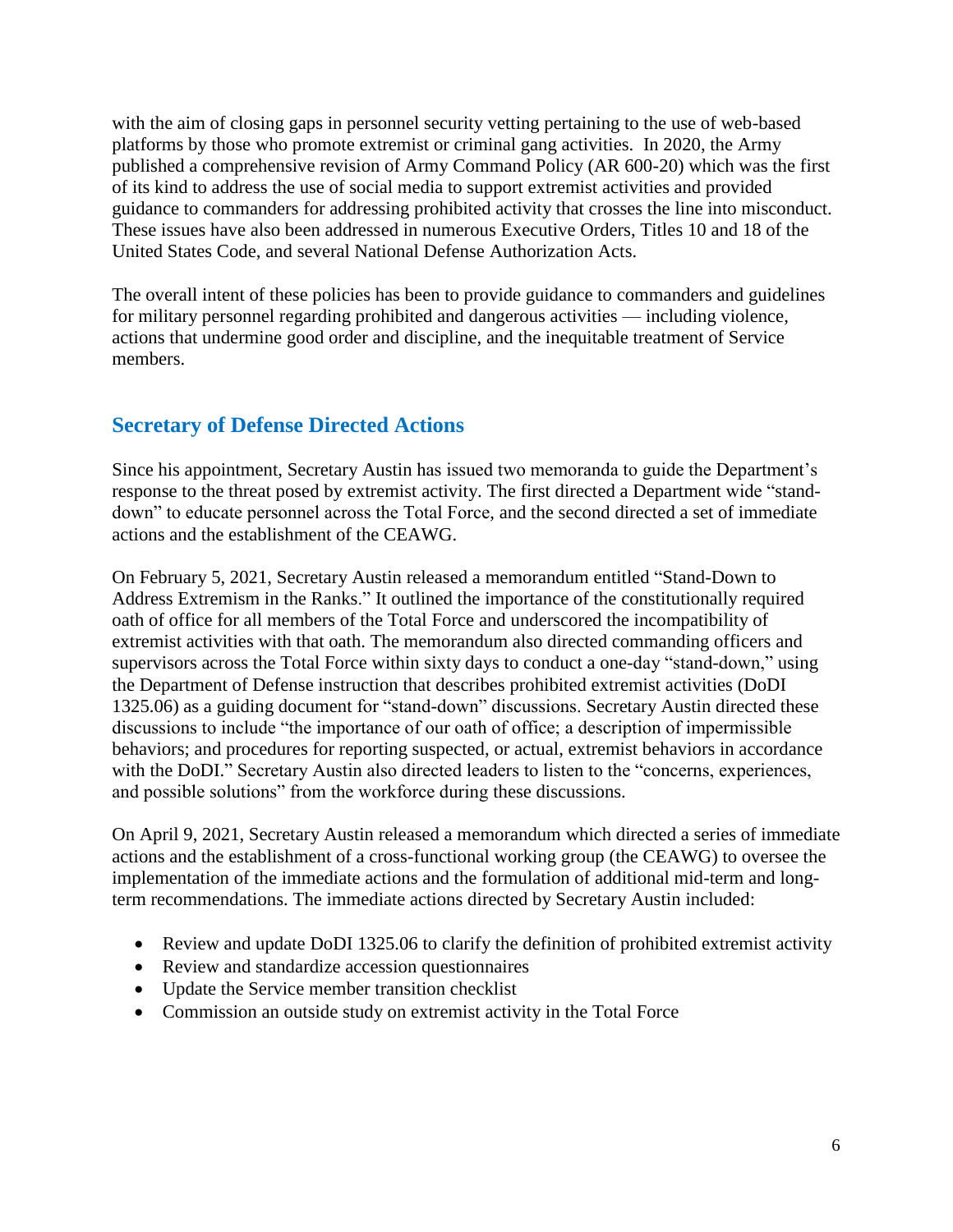with the aim of closing gaps in personnel security vetting pertaining to the use of web-based platforms by those who promote extremist or criminal gang activities. In 2020, the Army published a comprehensive revision of Army Command Policy (AR 600-20) which was the first of its kind to address the use of social media to support extremist activities and provided guidance to commanders for addressing prohibited activity that crosses the line into misconduct. These issues have also been addressed in numerous Executive Orders, Titles 10 and 18 of the United States Code, and several National Defense Authorization Acts.

The overall intent of these policies has been to provide guidance to commanders and guidelines for military personnel regarding prohibited and dangerous activities — including violence, actions that undermine good order and discipline, and the inequitable treatment of Service members.

## Secretary of Defense Directed Actions

Since his appointment, Secretary Austin has issued two memoranda to guide the Department's response to the threat posed by extremist activity. The first directed a Department wide "stand-down" to educate personnel across the Total Force, and the second directed a set of immediate actions and the establishment of the CEAWG.

On February 5, 2021, Secretary Austin released a memorandum entitled "Stand-Down to Address Extremism in the Ranks." It outlined the importance of the constitutionally required oath of office for all members of the Total Force and underscored the incompatibility of extremist activities with that oath. The memorandum also directed commanding officers and supervisors across the Total Force within sixty days to conduct a one-day "stand-down," using the Department of Defense instruction that describes prohibited extremist activities (DoDI 1325.06) as a guiding document for "stand-down" discussions. Secretary Austin directed these discussions to include "the importance of our oath of office; a description of impermissible behaviors; and procedures for reporting suspected, or actual, extremist behaviors in accordance with the DoDI." Secretary Austin also directed leaders to listen to the "concerns, experiences, and possible solutions" from the workforce during these discussions.

On April 9, 2021, Secretary Austin released a memorandum which directed a series of immediate actions and the establishment of a cross-functional working group (the CEAWG) to oversee the implementation of the immediate actions and the formulation of additional mid-term and long-term recommendations. The immediate actions directed by Secretary Austin included:

- Review and update DoDI 1325.06 to clarify the definition of prohibited extremist activity
- Review and standardize accession questionnaires
- Update the Service member transition checklist
- Commission an outside study on extremist activity in the Total Force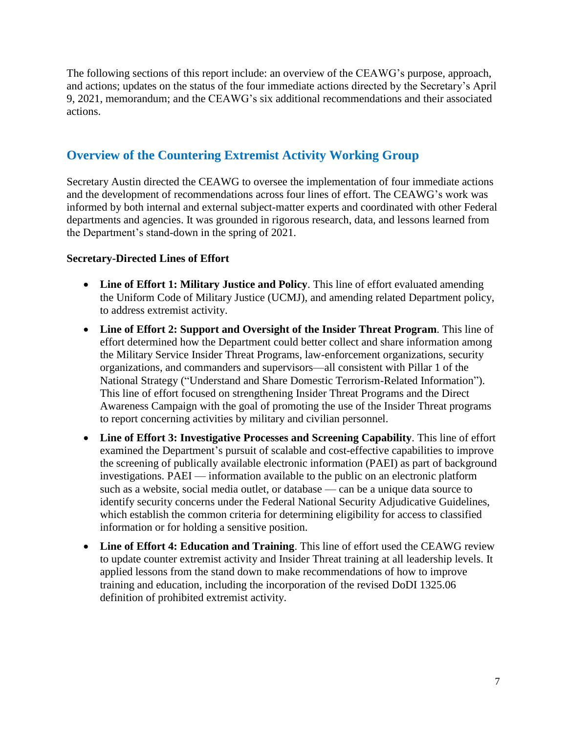The following sections of this report include: an overview of the CEAWG's purpose, approach, and actions; updates on the status of the four immediate actions directed by the Secretary's April 9, 2021, memorandum; and the CEAWG's six additional recommendations and their associated actions.

## Overview of the Countering Extremist Activity Working Group

Secretary Austin directed the CEAWG to oversee the implementation of four immediate actions and the development of recommendations across four lines of effort. The CEAWG's work was informed by both internal and external subject-matter experts and coordinated with other Federal departments and agencies. It was grounded in rigorous research, data, and lessons learned from the Department's stand-down in the spring of 2021.

**Secretary-Directed Lines of Effort**

- **Line of Effort 1: Military Justice and Policy**. This line of effort evaluated amending the Uniform Code of Military Justice (UCMJ), and amending related Department policy, to address extremist activity.
- **Line of Effort 2: Support and Oversight of the Insider Threat Program**. This line of effort determined how the Department could better collect and share information among the Military Service Insider Threat Programs, law-enforcement organizations, security organizations, and commanders and supervisors—all consistent with Pillar 1 of the National Strategy ("Understand and Share Domestic Terrorism-Related Information"). This line of effort focused on strengthening Insider Threat Programs and the Direct Awareness Campaign with the goal of promoting the use of the Insider Threat programs to report concerning activities by military and civilian personnel.
- **Line of Effort 3: Investigative Processes and Screening Capability**. This line of effort examined the Department's pursuit of scalable and cost-effective capabilities to improve the screening of publically available electronic information (PAEI) as part of background investigations. PAEI — information available to the public on an electronic platform such as a website, social media outlet, or database — can be a unique data source to identify security concerns under the Federal National Security Adjudicative Guidelines, which establish the common criteria for determining eligibility for access to classified information or for holding a sensitive position.
- **Line of Effort 4: Education and Training**. This line of effort used the CEAWG review to update counter extremist activity and Insider Threat training at all leadership levels. It applied lessons from the stand down to make recommendations of how to improve training and education, including the incorporation of the revised DoDI 1325.06 definition of prohibited extremist activity.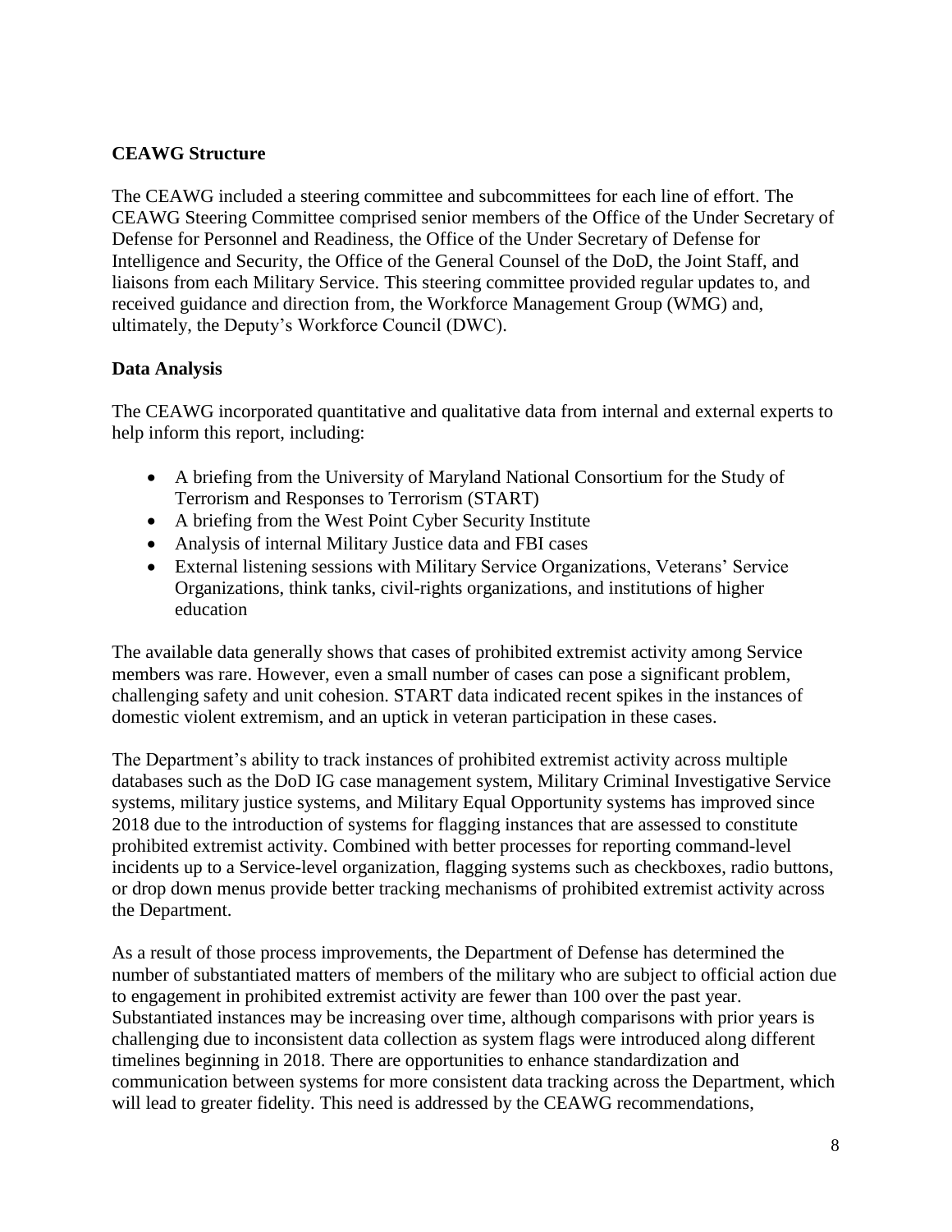**CEAWG Structure**

The CEAWG included a steering committee and subcommittees for each line of effort. The CEAWG Steering Committee comprised senior members of the Office of the Under Secretary of Defense for Personnel and Readiness, the Office of the Under Secretary of Defense for Intelligence and Security, the Office of the General Counsel of the DoD, the Joint Staff, and liaisons from each Military Service. This steering committee provided regular updates to, and received guidance and direction from, the Workforce Management Group (WMG) and, ultimately, the Deputy's Workforce Council (DWC).

**Data Analysis**

The CEAWG incorporated quantitative and qualitative data from internal and external experts to help inform this report, including:

- A briefing from the University of Maryland National Consortium for the Study of Terrorism and Responses to Terrorism (START)
- A briefing from the West Point Cyber Security Institute
- Analysis of internal Military Justice data and FBI cases
- External listening sessions with Military Service Organizations, Veterans' Service Organizations, think tanks, civil-rights organizations, and institutions of higher education

The available data generally shows that cases of prohibited extremist activity among Service members was rare. However, even a small number of cases can pose a significant problem, challenging safety and unit cohesion. START data indicated recent spikes in the instances of domestic violent extremism, and an uptick in veteran participation in these cases.

The Department's ability to track instances of prohibited extremist activity across multiple databases such as the DoD IG case management system, Military Criminal Investigative Service systems, military justice systems, and Military Equal Opportunity systems has improved since 2018 due to the introduction of systems for flagging instances that are assessed to constitute prohibited extremist activity. Combined with better processes for reporting command-level incidents up to a Service-level organization, flagging systems such as checkboxes, radio buttons, or drop down menus provide better tracking mechanisms of prohibited extremist activity across the Department.

As a result of those process improvements, the Department of Defense has determined the number of substantiated matters of members of the military who are subject to official action due to engagement in prohibited extremist activity are fewer than 100 over the past year. Substantiated instances may be increasing over time, although comparisons with prior years is challenging due to inconsistent data collection as system flags were introduced along different timelines beginning in 2018. There are opportunities to enhance standardization and communication between systems for more consistent data tracking across the Department, which will lead to greater fidelity. This need is addressed by the CEAWG recommendations,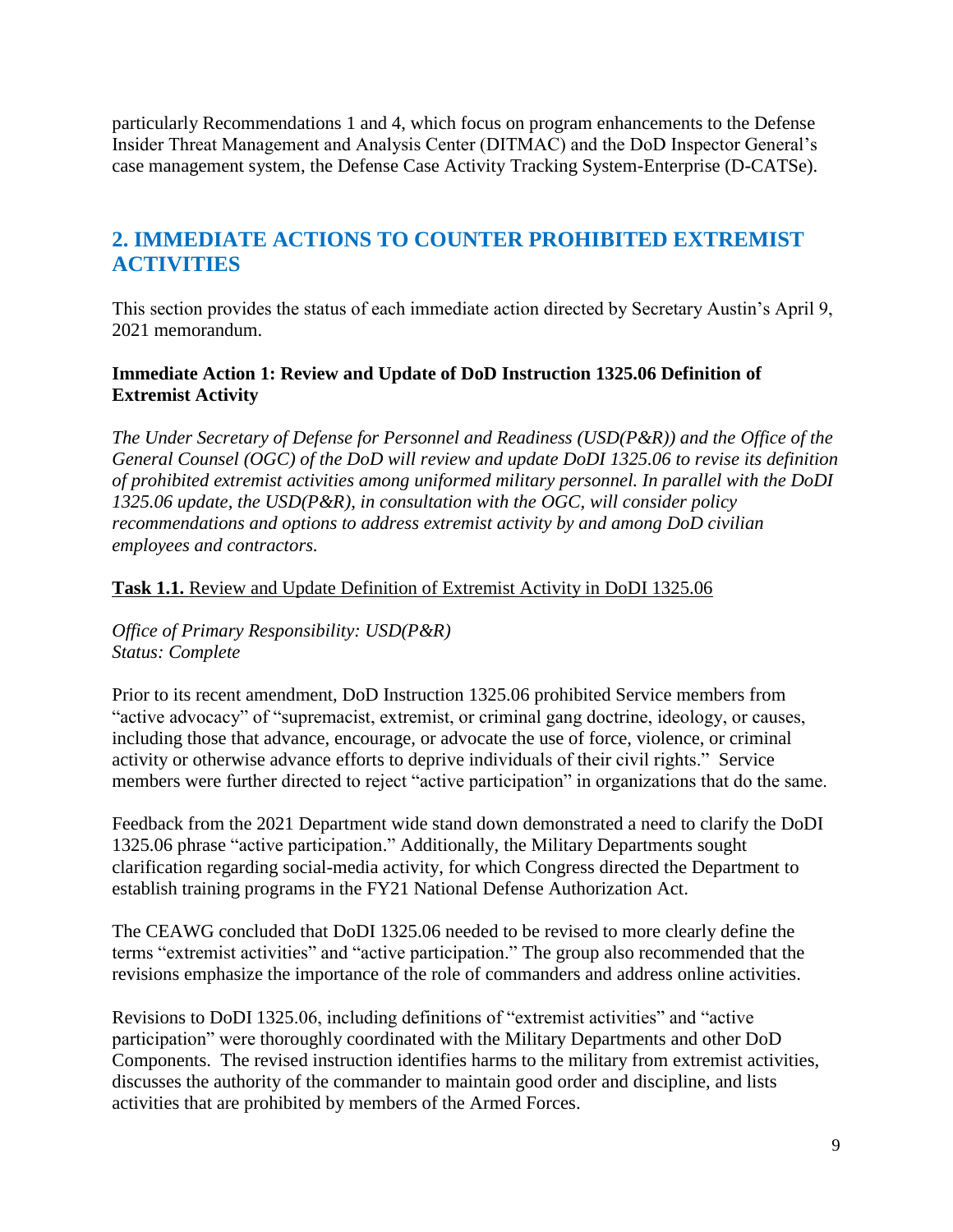particularly Recommendations 1 and 4, which focus on program enhancements to the Defense Insider Threat Management and Analysis Center (DITMAC) and the DoD Inspector General's case management system, the Defense Case Activity Tracking System-Enterprise (D-CATSe).

## 2. IMMEDIATE ACTIONS TO COUNTER PROHIBITED EXTREMIST ACTIVITIES

This section provides the status of each immediate action directed by Secretary Austin's April 9, 2021 memorandum.

### Immediate Action 1: Review and Update of DoD Instruction 1325.06 Definition of Extremist Activity

*The Under Secretary of Defense for Personnel and Readiness (USD(P&R)) and the Office of the General Counsel (OGC) of the DoD will review and update DoDI 1325.06 to revise its definition of prohibited extremist activities among uniformed military personnel. In parallel with the DoDI 1325.06 update, the USD(P&R), in consultation with the OGC, will consider policy recommendations and options to address extremist activity by and among DoD civilian employees and contractors.*

**Task 1.1.** Review and Update Definition of Extremist Activity in DoDI 1325.06

*Office of Primary Responsibility: USD(P&R)*
*Status: Complete*

Prior to its recent amendment, DoD Instruction 1325.06 prohibited Service members from "active advocacy" of "supremacist, extremist, or criminal gang doctrine, ideology, or causes, including those that advance, encourage, or advocate the use of force, violence, or criminal activity or otherwise advance efforts to deprive individuals of their civil rights." Service members were further directed to reject "active participation" in organizations that do the same.

Feedback from the 2021 Department wide stand down demonstrated a need to clarify the DoDI 1325.06 phrase "active participation." Additionally, the Military Departments sought clarification regarding social-media activity, for which Congress directed the Department to establish training programs in the FY21 National Defense Authorization Act.

The CEAWG concluded that DoDI 1325.06 needed to be revised to more clearly define the terms "extremist activities" and "active participation." The group also recommended that the revisions emphasize the importance of the role of commanders and address online activities.

Revisions to DoDI 1325.06, including definitions of "extremist activities" and "active participation" were thoroughly coordinated with the Military Departments and other DoD Components. The revised instruction identifies harms to the military from extremist activities, discusses the authority of the commander to maintain good order and discipline, and lists activities that are prohibited by members of the Armed Forces.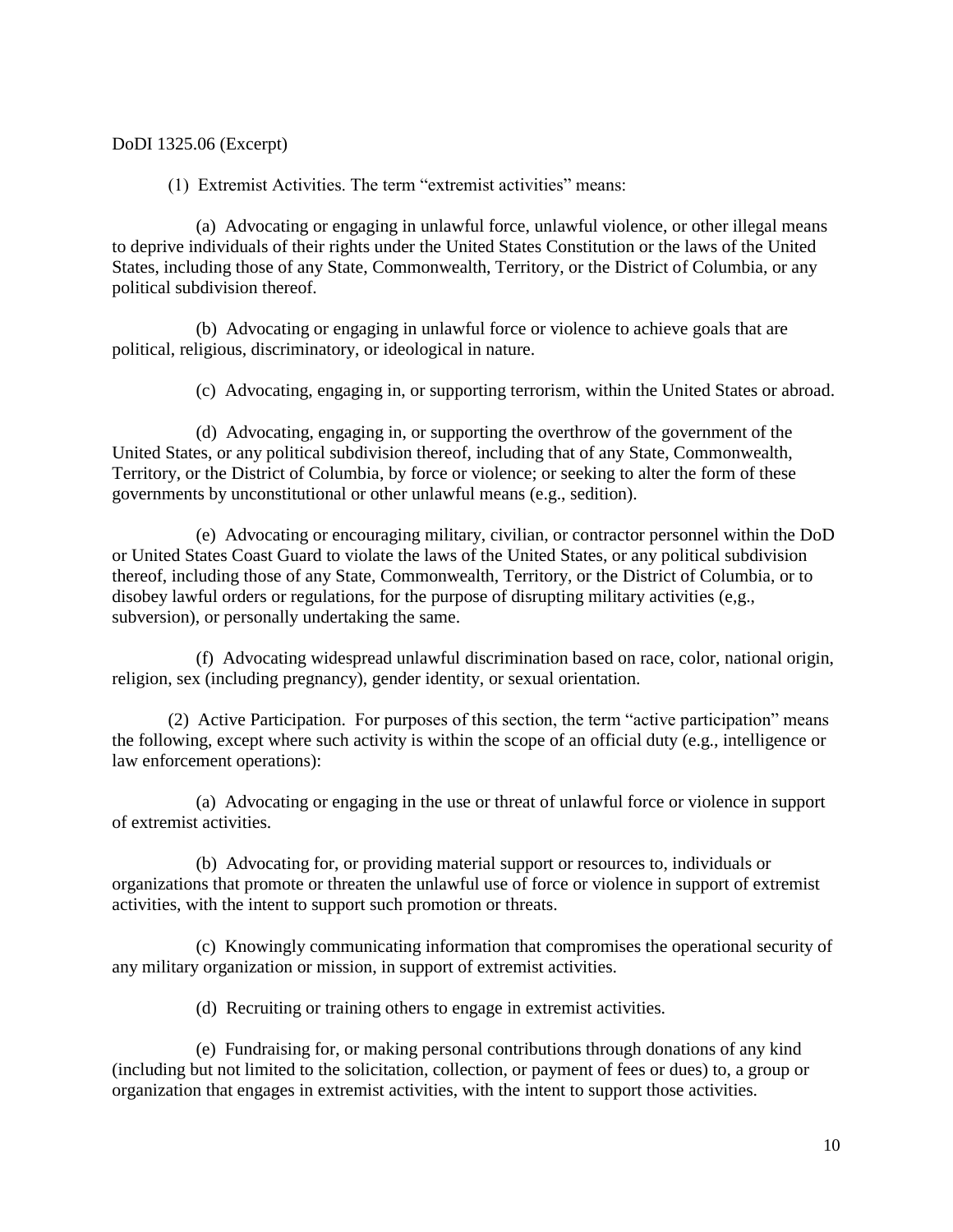DoDI 1325.06 (Excerpt)

(1) Extremist Activities. The term "extremist activities" means:

(a) Advocating or engaging in unlawful force, unlawful violence, or other illegal means to deprive individuals of their rights under the United States Constitution or the laws of the United States, including those of any State, Commonwealth, Territory, or the District of Columbia, or any political subdivision thereof.

(b) Advocating or engaging in unlawful force or violence to achieve goals that are political, religious, discriminatory, or ideological in nature.

(c) Advocating, engaging in, or supporting terrorism, within the United States or abroad.

(d) Advocating, engaging in, or supporting the overthrow of the government of the United States, or any political subdivision thereof, including that of any State, Commonwealth, Territory, or the District of Columbia, by force or violence; or seeking to alter the form of these governments by unconstitutional or other unlawful means (e.g., sedition).

(e) Advocating or encouraging military, civilian, or contractor personnel within the DoD or United States Coast Guard to violate the laws of the United States, or any political subdivision thereof, including those of any State, Commonwealth, Territory, or the District of Columbia, or to disobey lawful orders or regulations, for the purpose of disrupting military activities (e,g., subversion), or personally undertaking the same.

(f) Advocating widespread unlawful discrimination based on race, color, national origin, religion, sex (including pregnancy), gender identity, or sexual orientation.

(2) Active Participation. For purposes of this section, the term "active participation" means the following, except where such activity is within the scope of an official duty (e.g., intelligence or law enforcement operations):

(a) Advocating or engaging in the use or threat of unlawful force or violence in support of extremist activities.

(b) Advocating for, or providing material support or resources to, individuals or organizations that promote or threaten the unlawful use of force or violence in support of extremist activities, with the intent to support such promotion or threats.

(c) Knowingly communicating information that compromises the operational security of any military organization or mission, in support of extremist activities.

(d) Recruiting or training others to engage in extremist activities.

(e) Fundraising for, or making personal contributions through donations of any kind (including but not limited to the solicitation, collection, or payment of fees or dues) to, a group or organization that engages in extremist activities, with the intent to support those activities.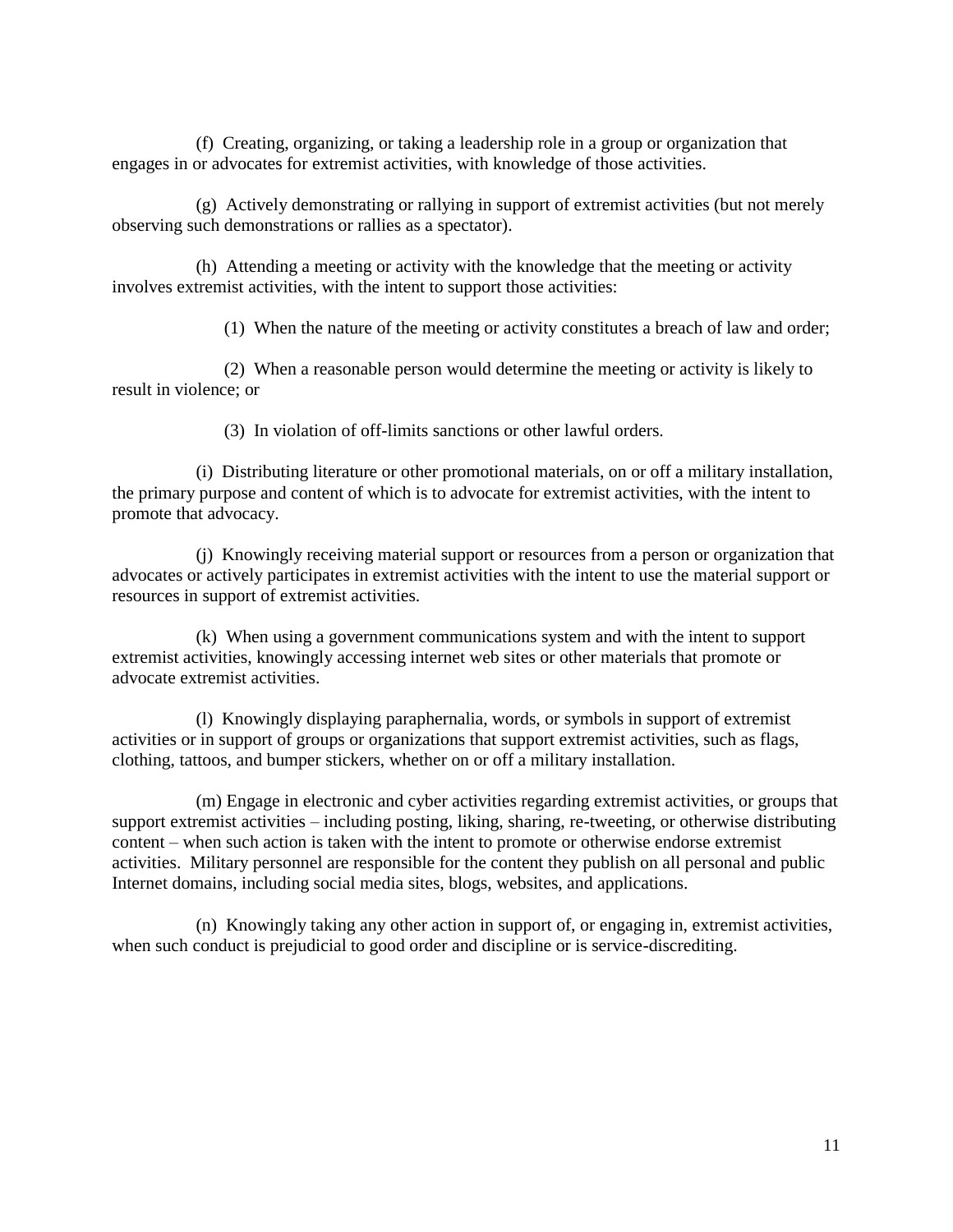(f) Creating, organizing, or taking a leadership role in a group or organization that engages in or advocates for extremist activities, with knowledge of those activities.

(g) Actively demonstrating or rallying in support of extremist activities (but not merely observing such demonstrations or rallies as a spectator).

(h) Attending a meeting or activity with the knowledge that the meeting or activity involves extremist activities, with the intent to support those activities:

(1) When the nature of the meeting or activity constitutes a breach of law and order;

(2) When a reasonable person would determine the meeting or activity is likely to result in violence; or

(3) In violation of off-limits sanctions or other lawful orders.

(i) Distributing literature or other promotional materials, on or off a military installation, the primary purpose and content of which is to advocate for extremist activities, with the intent to promote that advocacy.

(j) Knowingly receiving material support or resources from a person or organization that advocates or actively participates in extremist activities with the intent to use the material support or resources in support of extremist activities.

(k) When using a government communications system and with the intent to support extremist activities, knowingly accessing internet web sites or other materials that promote or advocate extremist activities.

(l) Knowingly displaying paraphernalia, words, or symbols in support of extremist activities or in support of groups or organizations that support extremist activities, such as flags, clothing, tattoos, and bumper stickers, whether on or off a military installation.

(m) Engage in electronic and cyber activities regarding extremist activities, or groups that support extremist activities – including posting, liking, sharing, re-tweeting, or otherwise distributing content – when such action is taken with the intent to promote or otherwise endorse extremist activities. Military personnel are responsible for the content they publish on all personal and public Internet domains, including social media sites, blogs, websites, and applications.

(n) Knowingly taking any other action in support of, or engaging in, extremist activities, when such conduct is prejudicial to good order and discipline or is service-discrediting.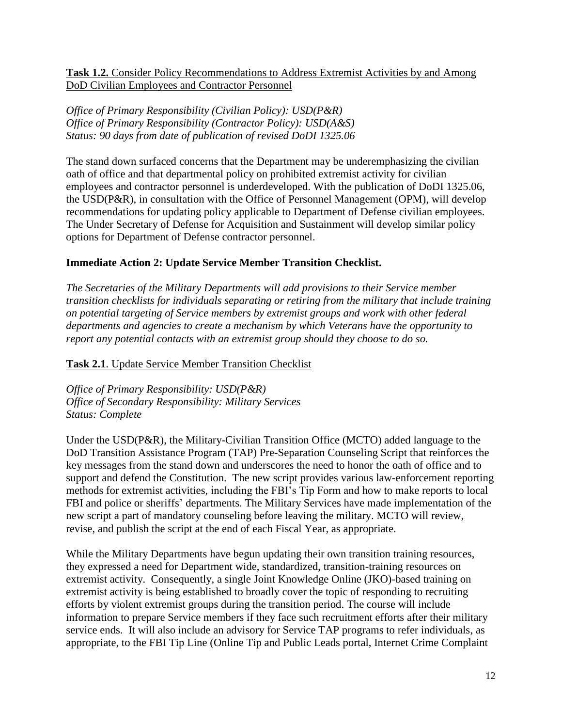**Task 1.2.** Consider Policy Recommendations to Address Extremist Activities by and Among DoD Civilian Employees and Contractor Personnel

*Office of Primary Responsibility (Civilian Policy): USD(P&R)*
*Office of Primary Responsibility (Contractor Policy): USD(A&S)*
*Status: 90 days from date of publication of revised DoDI 1325.06*

The stand down surfaced concerns that the Department may be underemphasizing the civilian oath of office and that departmental policy on prohibited extremist activity for civilian employees and contractor personnel is underdeveloped. With the publication of DoDI 1325.06, the USD(P&R), in consultation with the Office of Personnel Management (OPM), will develop recommendations for updating policy applicable to Department of Defense civilian employees. The Under Secretary of Defense for Acquisition and Sustainment will develop similar policy options for Department of Defense contractor personnel.

**Immediate Action 2: Update Service Member Transition Checklist.**

*The Secretaries of the Military Departments will add provisions to their Service member transition checklists for individuals separating or retiring from the military that include training on potential targeting of Service members by extremist groups and work with other federal departments and agencies to create a mechanism by which Veterans have the opportunity to report any potential contacts with an extremist group should they choose to do so.*

**Task 2.1**. Update Service Member Transition Checklist

*Office of Primary Responsibility: USD(P&R)*
*Office of Secondary Responsibility: Military Services*
*Status: Complete*

Under the USD(P&R), the Military-Civilian Transition Office (MCTO) added language to the DoD Transition Assistance Program (TAP) Pre-Separation Counseling Script that reinforces the key messages from the stand down and underscores the need to honor the oath of office and to support and defend the Constitution. The new script provides various law-enforcement reporting methods for extremist activities, including the FBI's Tip Form and how to make reports to local FBI and police or sheriffs' departments. The Military Services have made implementation of the new script a part of mandatory counseling before leaving the military. MCTO will review, revise, and publish the script at the end of each Fiscal Year, as appropriate.

While the Military Departments have begun updating their own transition training resources, they expressed a need for Department wide, standardized, transition-training resources on extremist activity. Consequently, a single Joint Knowledge Online (JKO)-based training on extremist activity is being established to broadly cover the topic of responding to recruiting efforts by violent extremist groups during the transition period. The course will include information to prepare Service members if they face such recruitment efforts after their military service ends. It will also include an advisory for Service TAP programs to refer individuals, as appropriate, to the FBI Tip Line (Online Tip and Public Leads portal, Internet Crime Complaint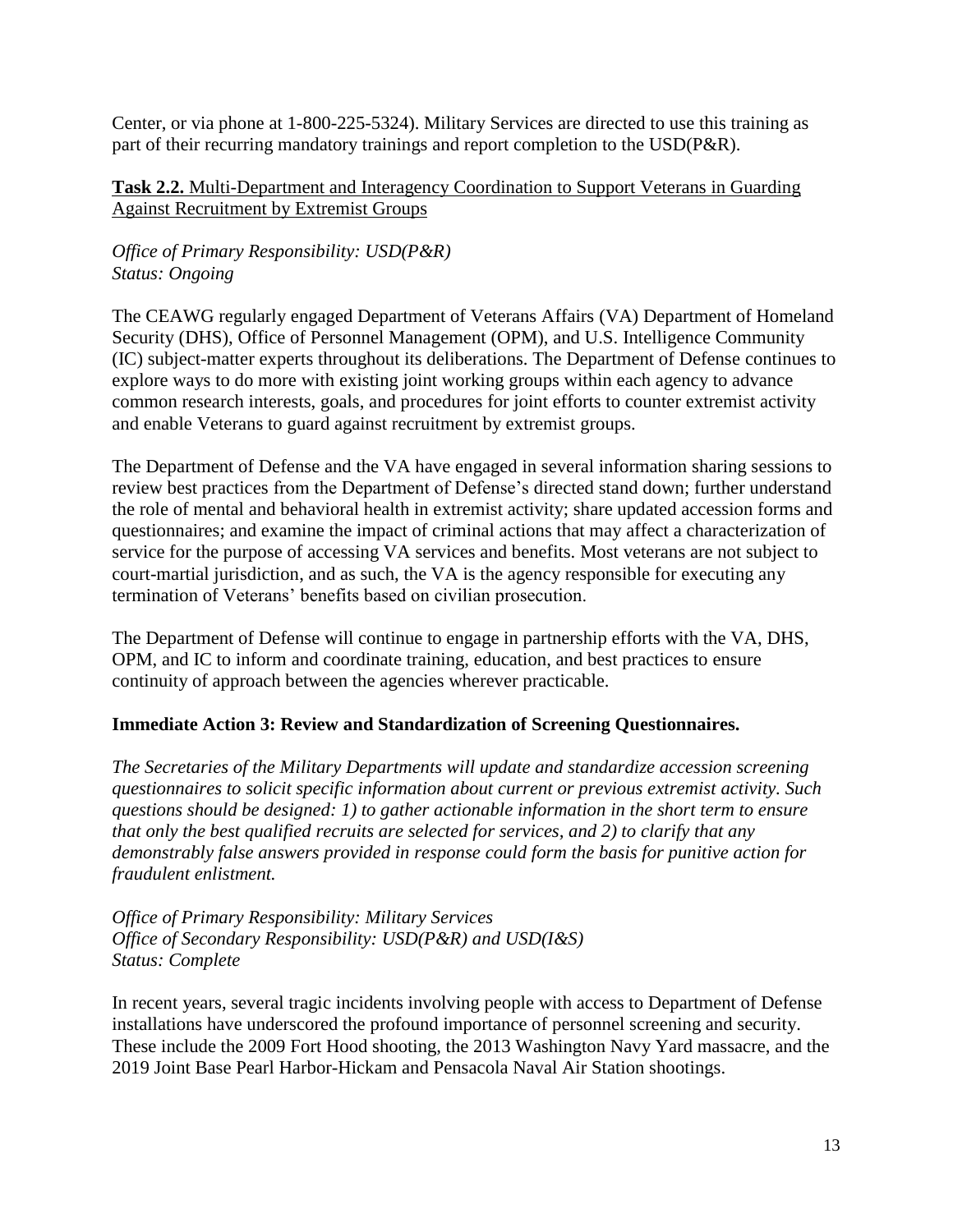Center, or via phone at 1-800-225-5324). Military Services are directed to use this training as part of their recurring mandatory trainings and report completion to the USD(P&R).

**Task 2.2.** Multi-Department and Interagency Coordination to Support Veterans in Guarding Against Recruitment by Extremist Groups

*Office of Primary Responsibility: USD(P&R)*
*Status: Ongoing*

The CEAWG regularly engaged Department of Veterans Affairs (VA) Department of Homeland Security (DHS), Office of Personnel Management (OPM), and U.S. Intelligence Community (IC) subject-matter experts throughout its deliberations. The Department of Defense continues to explore ways to do more with existing joint working groups within each agency to advance common research interests, goals, and procedures for joint efforts to counter extremist activity and enable Veterans to guard against recruitment by extremist groups.

The Department of Defense and the VA have engaged in several information sharing sessions to review best practices from the Department of Defense's directed stand down; further understand the role of mental and behavioral health in extremist activity; share updated accession forms and questionnaires; and examine the impact of criminal actions that may affect a characterization of service for the purpose of accessing VA services and benefits. Most veterans are not subject to court-martial jurisdiction, and as such, the VA is the agency responsible for executing any termination of Veterans' benefits based on civilian prosecution.

The Department of Defense will continue to engage in partnership efforts with the VA, DHS, OPM, and IC to inform and coordinate training, education, and best practices to ensure continuity of approach between the agencies wherever practicable.

**Immediate Action 3: Review and Standardization of Screening Questionnaires.**

*The Secretaries of the Military Departments will update and standardize accession screening questionnaires to solicit specific information about current or previous extremist activity. Such questions should be designed: 1) to gather actionable information in the short term to ensure that only the best qualified recruits are selected for services, and 2) to clarify that any demonstrably false answers provided in response could form the basis for punitive action for fraudulent enlistment.*

*Office of Primary Responsibility: Military Services*
*Office of Secondary Responsibility: USD(P&R) and USD(I&S)*
*Status: Complete*

In recent years, several tragic incidents involving people with access to Department of Defense installations have underscored the profound importance of personnel screening and security. These include the 2009 Fort Hood shooting, the 2013 Washington Navy Yard massacre, and the 2019 Joint Base Pearl Harbor-Hickam and Pensacola Naval Air Station shootings.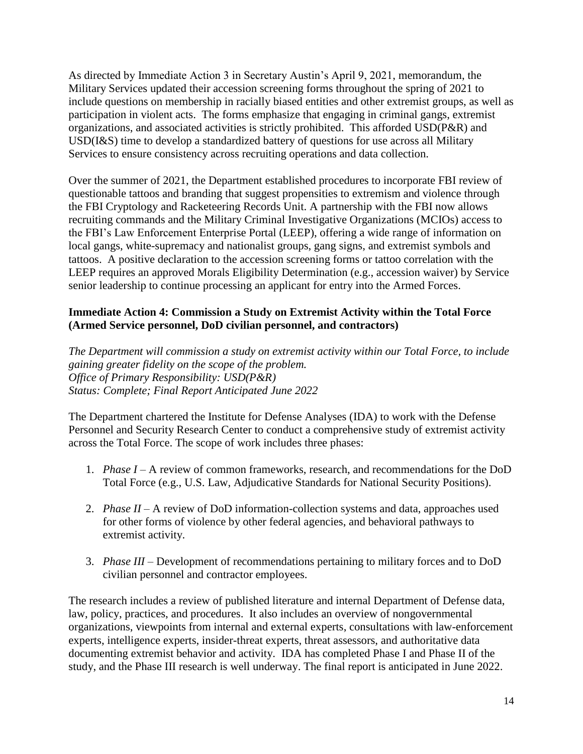As directed by Immediate Action 3 in Secretary Austin's April 9, 2021, memorandum, the Military Services updated their accession screening forms throughout the spring of 2021 to include questions on membership in racially biased entities and other extremist groups, as well as participation in violent acts. The forms emphasize that engaging in criminal gangs, extremist organizations, and associated activities is strictly prohibited. This afforded USD(P&R) and USD(I&S) time to develop a standardized battery of questions for use across all Military Services to ensure consistency across recruiting operations and data collection.

Over the summer of 2021, the Department established procedures to incorporate FBI review of questionable tattoos and branding that suggest propensities to extremism and violence through the FBI Cryptology and Racketeering Records Unit. A partnership with the FBI now allows recruiting commands and the Military Criminal Investigative Organizations (MCIOs) access to the FBI's Law Enforcement Enterprise Portal (LEEP), offering a wide range of information on local gangs, white-supremacy and nationalist groups, gang signs, and extremist symbols and tattoos. A positive declaration to the accession screening forms or tattoo correlation with the LEEP requires an approved Morals Eligibility Determination (e.g., accession waiver) by Service senior leadership to continue processing an applicant for entry into the Armed Forces.

**Immediate Action 4: Commission a Study on Extremist Activity within the Total Force (Armed Service personnel, DoD civilian personnel, and contractors)**

*The Department will commission a study on extremist activity within our Total Force, to include gaining greater fidelity on the scope of the problem.*
*Office of Primary Responsibility: USD(P&R)*
*Status: Complete; Final Report Anticipated June 2022*

The Department chartered the Institute for Defense Analyses (IDA) to work with the Defense Personnel and Security Research Center to conduct a comprehensive study of extremist activity across the Total Force. The scope of work includes three phases:

1. *Phase I* – A review of common frameworks, research, and recommendations for the DoD Total Force (e.g., U.S. Law, Adjudicative Standards for National Security Positions).

2. *Phase II* – A review of DoD information-collection systems and data, approaches used for other forms of violence by other federal agencies, and behavioral pathways to extremist activity.

3. *Phase III* – Development of recommendations pertaining to military forces and to DoD civilian personnel and contractor employees.

The research includes a review of published literature and internal Department of Defense data, law, policy, practices, and procedures. It also includes an overview of nongovernmental organizations, viewpoints from internal and external experts, consultations with law-enforcement experts, intelligence experts, insider-threat experts, threat assessors, and authoritative data documenting extremist behavior and activity. IDA has completed Phase I and Phase II of the study, and the Phase III research is well underway. The final report is anticipated in June 2022.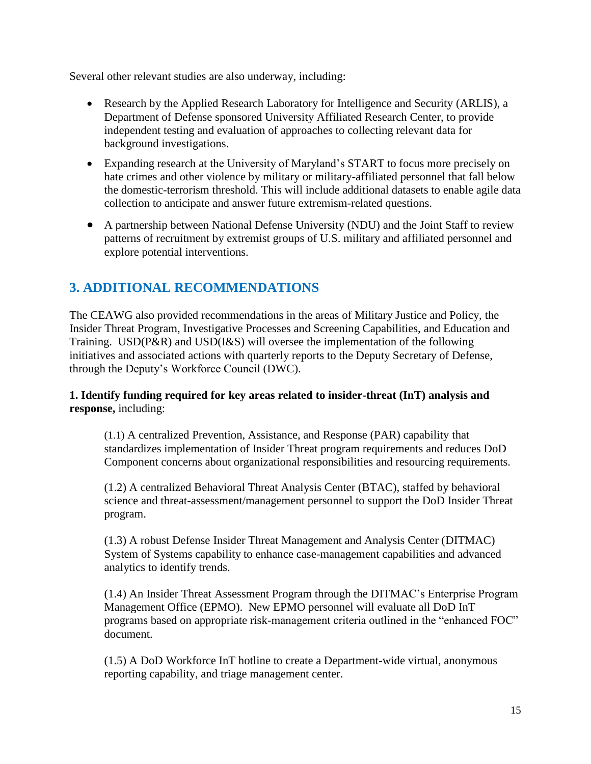Several other relevant studies are also underway, including:

- Research by the Applied Research Laboratory for Intelligence and Security (ARLIS), a Department of Defense sponsored University Affiliated Research Center, to provide independent testing and evaluation of approaches to collecting relevant data for background investigations.
- Expanding research at the University of Maryland's START to focus more precisely on hate crimes and other violence by military or military-affiliated personnel that fall below the domestic-terrorism threshold. This will include additional datasets to enable agile data collection to anticipate and answer future extremism-related questions.
- A partnership between National Defense University (NDU) and the Joint Staff to review patterns of recruitment by extremist groups of U.S. military and affiliated personnel and explore potential interventions.

## 3. ADDITIONAL RECOMMENDATIONS

The CEAWG also provided recommendations in the areas of Military Justice and Policy, the Insider Threat Program, Investigative Processes and Screening Capabilities, and Education and Training. USD(P&R) and USD(I&S) will oversee the implementation of the following initiatives and associated actions with quarterly reports to the Deputy Secretary of Defense, through the Deputy's Workforce Council (DWC).

**1. Identify funding required for key areas related to insider-threat (InT) analysis and response,** including:

(1.1) A centralized Prevention, Assistance, and Response (PAR) capability that standardizes implementation of Insider Threat program requirements and reduces DoD Component concerns about organizational responsibilities and resourcing requirements.

(1.2) A centralized Behavioral Threat Analysis Center (BTAC), staffed by behavioral science and threat-assessment/management personnel to support the DoD Insider Threat program.

(1.3) A robust Defense Insider Threat Management and Analysis Center (DITMAC) System of Systems capability to enhance case-management capabilities and advanced analytics to identify trends.

(1.4) An Insider Threat Assessment Program through the DITMAC's Enterprise Program Management Office (EPMO). New EPMO personnel will evaluate all DoD InT programs based on appropriate risk-management criteria outlined in the "enhanced FOC" document.

(1.5) A DoD Workforce InT hotline to create a Department-wide virtual, anonymous reporting capability, and triage management center.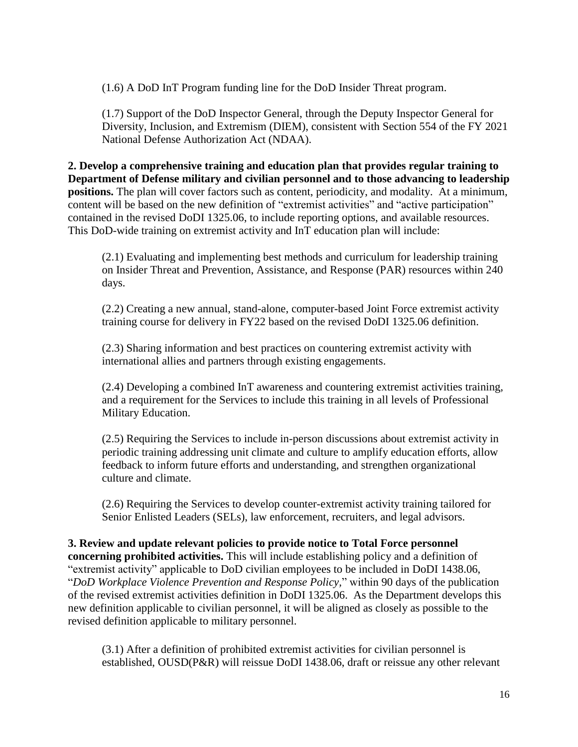(1.6) A DoD InT Program funding line for the DoD Insider Threat program.

(1.7) Support of the DoD Inspector General, through the Deputy Inspector General for Diversity, Inclusion, and Extremism (DIEM), consistent with Section 554 of the FY 2021 National Defense Authorization Act (NDAA).

**2. Develop a comprehensive training and education plan that provides regular training to Department of Defense military and civilian personnel and to those advancing to leadership positions.** The plan will cover factors such as content, periodicity, and modality. At a minimum, content will be based on the new definition of "extremist activities" and "active participation" contained in the revised DoDI 1325.06, to include reporting options, and available resources. This DoD-wide training on extremist activity and InT education plan will include:

(2.1) Evaluating and implementing best methods and curriculum for leadership training on Insider Threat and Prevention, Assistance, and Response (PAR) resources within 240 days.

(2.2) Creating a new annual, stand-alone, computer-based Joint Force extremist activity training course for delivery in FY22 based on the revised DoDI 1325.06 definition.

(2.3) Sharing information and best practices on countering extremist activity with international allies and partners through existing engagements.

(2.4) Developing a combined InT awareness and countering extremist activities training, and a requirement for the Services to include this training in all levels of Professional Military Education.

(2.5) Requiring the Services to include in-person discussions about extremist activity in periodic training addressing unit climate and culture to amplify education efforts, allow feedback to inform future efforts and understanding, and strengthen organizational culture and climate.

(2.6) Requiring the Services to develop counter-extremist activity training tailored for Senior Enlisted Leaders (SELs), law enforcement, recruiters, and legal advisors.

**3. Review and update relevant policies to provide notice to Total Force personnel concerning prohibited activities.** This will include establishing policy and a definition of "extremist activity" applicable to DoD civilian employees to be included in DoDI 1438.06, "*DoD Workplace Violence Prevention and Response Policy*," within 90 days of the publication of the revised extremist activities definition in DoDI 1325.06. As the Department develops this new definition applicable to civilian personnel, it will be aligned as closely as possible to the revised definition applicable to military personnel.

(3.1) After a definition of prohibited extremist activities for civilian personnel is established, OUSD(P&R) will reissue DoDI 1438.06, draft or reissue any other relevant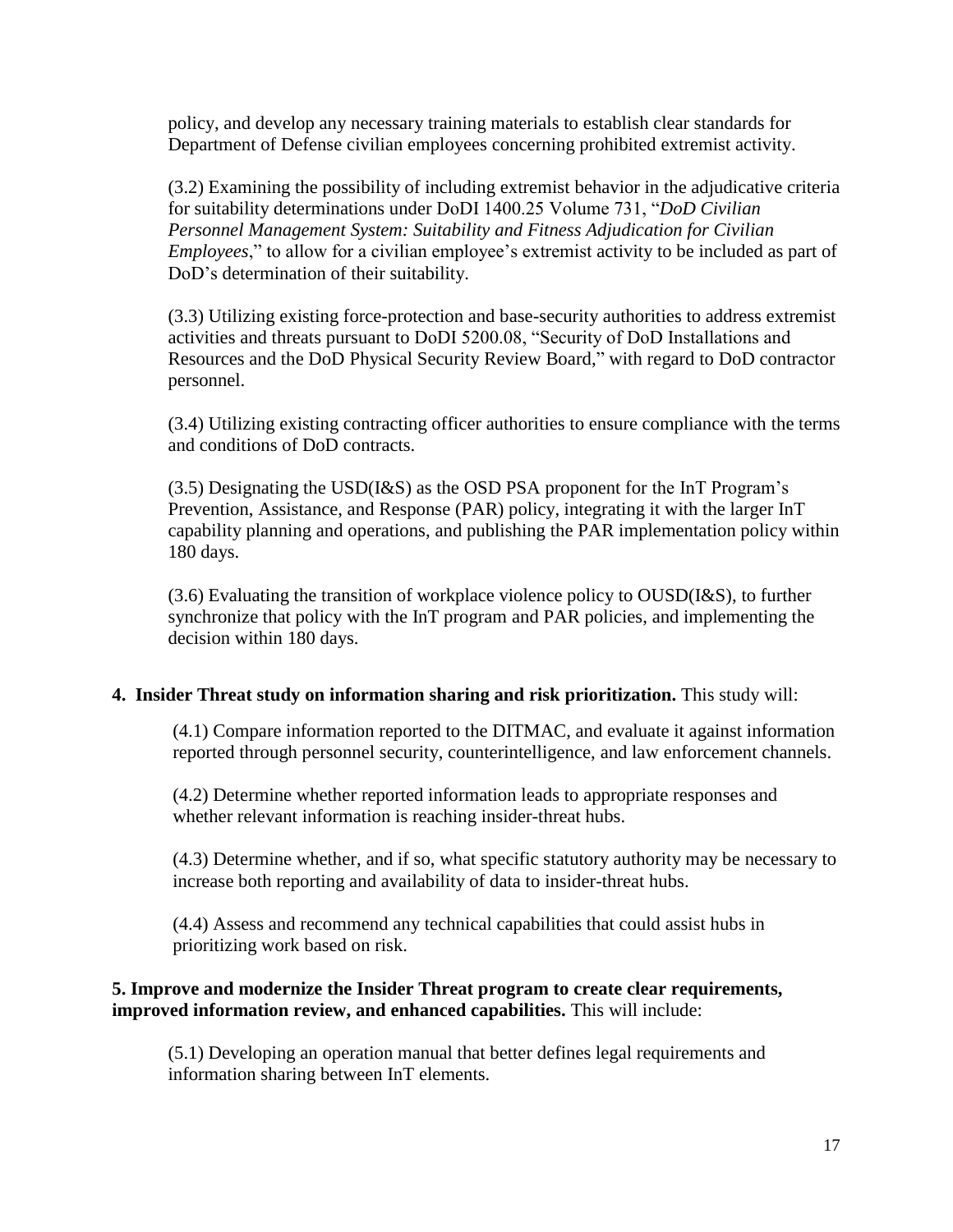policy, and develop any necessary training materials to establish clear standards for Department of Defense civilian employees concerning prohibited extremist activity.

(3.2) Examining the possibility of including extremist behavior in the adjudicative criteria for suitability determinations under DoDI 1400.25 Volume 731, "*DoD Civilian Personnel Management System: Suitability and Fitness Adjudication for Civilian Employees*," to allow for a civilian employee's extremist activity to be included as part of DoD's determination of their suitability.

(3.3) Utilizing existing force-protection and base-security authorities to address extremist activities and threats pursuant to DoDI 5200.08, "Security of DoD Installations and Resources and the DoD Physical Security Review Board," with regard to DoD contractor personnel.

(3.4) Utilizing existing contracting officer authorities to ensure compliance with the terms and conditions of DoD contracts.

(3.5) Designating the USD(I&S) as the OSD PSA proponent for the InT Program's Prevention, Assistance, and Response (PAR) policy, integrating it with the larger InT capability planning and operations, and publishing the PAR implementation policy within 180 days.

(3.6) Evaluating the transition of workplace violence policy to OUSD(I&S), to further synchronize that policy with the InT program and PAR policies, and implementing the decision within 180 days.

**4. Insider Threat study on information sharing and risk prioritization.** This study will:

(4.1) Compare information reported to the DITMAC, and evaluate it against information reported through personnel security, counterintelligence, and law enforcement channels.

(4.2) Determine whether reported information leads to appropriate responses and whether relevant information is reaching insider-threat hubs.

(4.3) Determine whether, and if so, what specific statutory authority may be necessary to increase both reporting and availability of data to insider-threat hubs.

(4.4) Assess and recommend any technical capabilities that could assist hubs in prioritizing work based on risk.

**5. Improve and modernize the Insider Threat program to create clear requirements, improved information review, and enhanced capabilities.** This will include:

(5.1) Developing an operation manual that better defines legal requirements and information sharing between InT elements.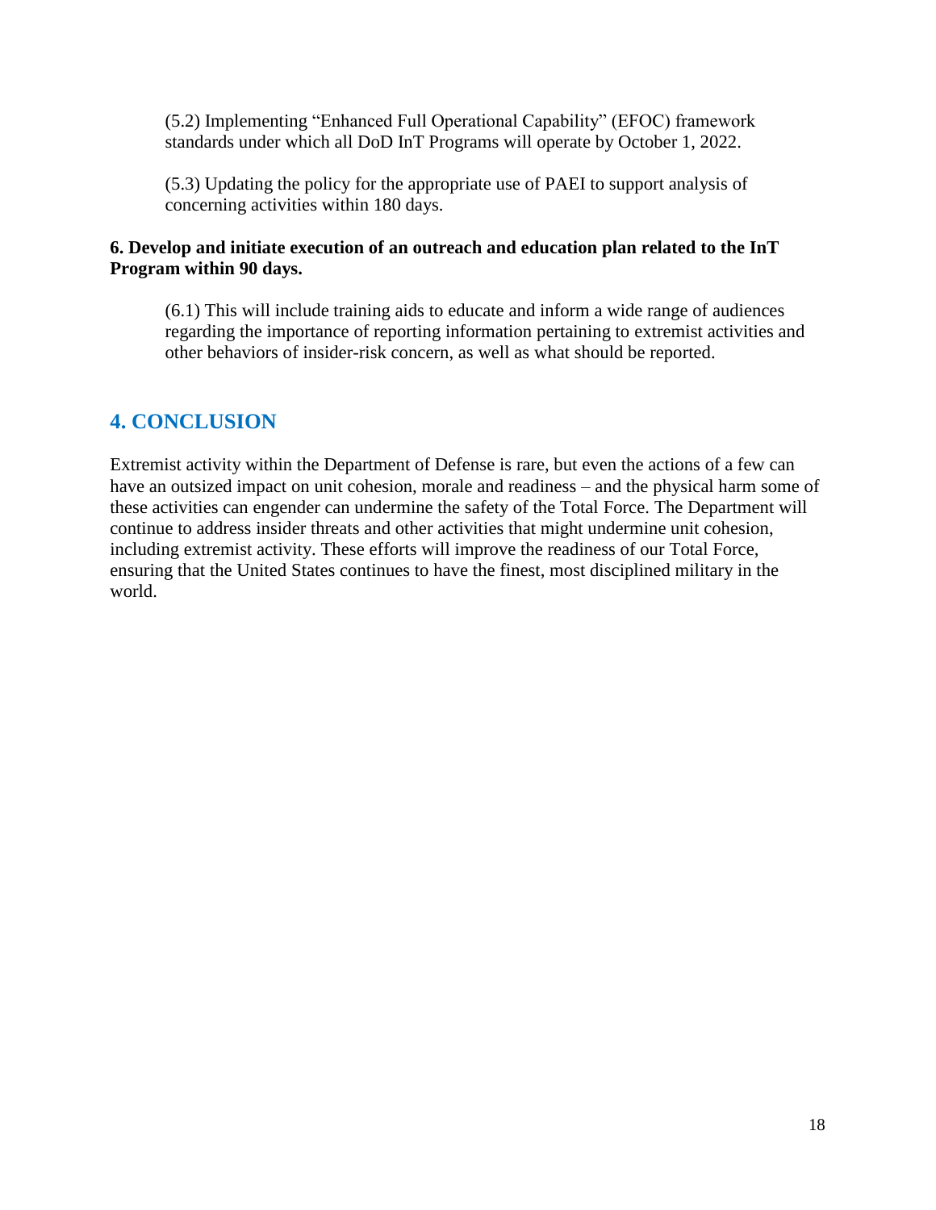(5.2) Implementing “Enhanced Full Operational Capability” (EFOC) framework standards under which all DoD InT Programs will operate by October 1, 2022.

(5.3) Updating the policy for the appropriate use of PAEI to support analysis of concerning activities within 180 days.

**6. Develop and initiate execution of an outreach and education plan related to the InT Program within 90 days.**

(6.1) This will include training aids to educate and inform a wide range of audiences regarding the importance of reporting information pertaining to extremist activities and other behaviors of insider-risk concern, as well as what should be reported.

## 4. CONCLUSION

Extremist activity within the Department of Defense is rare, but even the actions of a few can have an outsized impact on unit cohesion, morale and readiness – and the physical harm some of these activities can engender can undermine the safety of the Total Force. The Department will continue to address insider threats and other activities that might undermine unit cohesion, including extremist activity. These efforts will improve the readiness of our Total Force, ensuring that the United States continues to have the finest, most disciplined military in the world.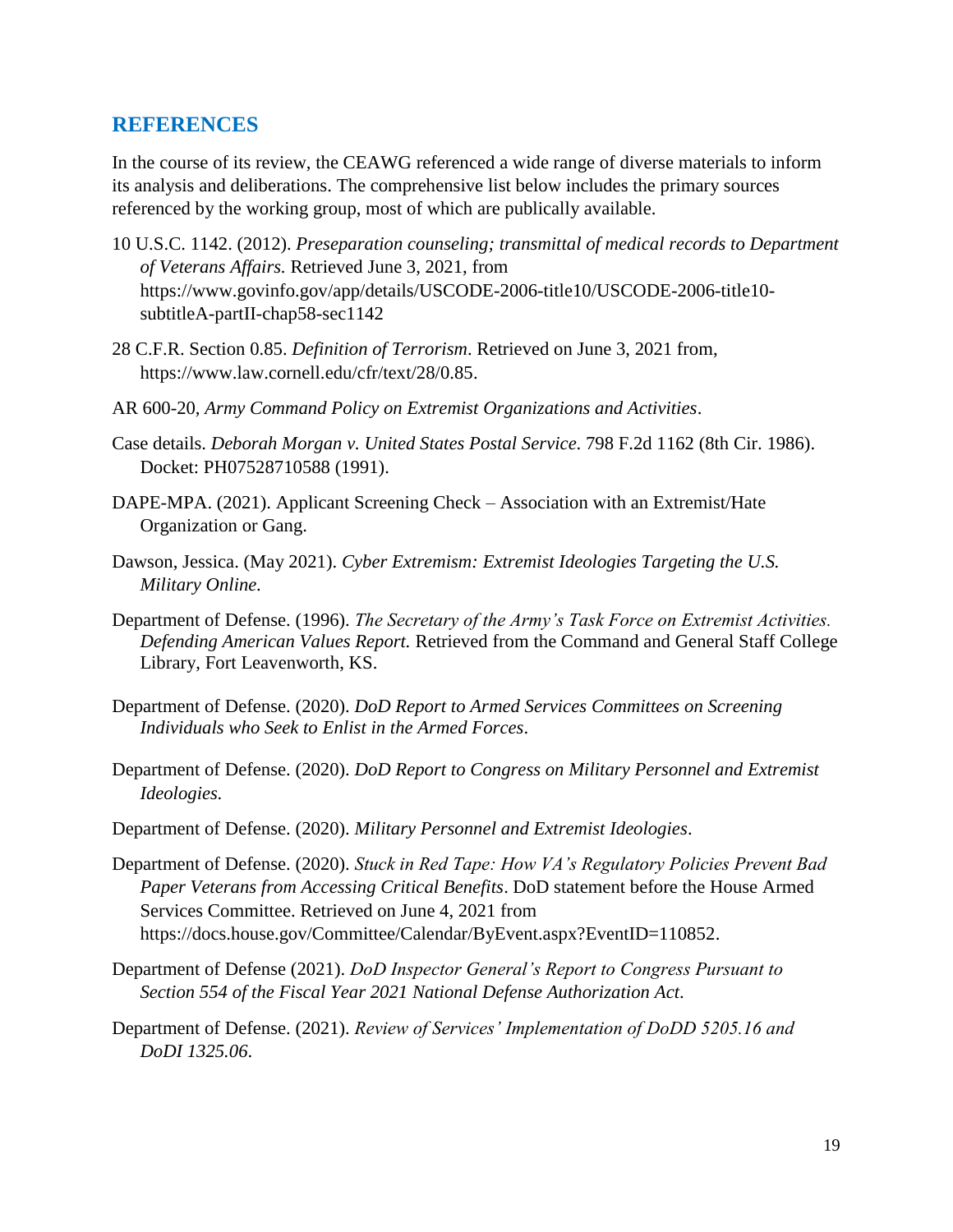## REFERENCES

In the course of its review, the CEAWG referenced a wide range of diverse materials to inform its analysis and deliberations. The comprehensive list below includes the primary sources referenced by the working group, most of which are publically available.

10 U.S.C. 1142. (2012). *Preseparation counseling; transmittal of medical records to Department of Veterans Affairs.* Retrieved June 3, 2021, from https://www.govinfo.gov/app/details/USCODE-2006-title10/USCODE-2006-title10-subtitleA-partII-chap58-sec1142

28 C.F.R. Section 0.85. *Definition of Terrorism*. Retrieved on June 3, 2021 from, https://www.law.cornell.edu/cfr/text/28/0.85.

AR 600-20, *Army Command Policy on Extremist Organizations and Activities*.

Case details. *Deborah Morgan v. United States Postal Service.* 798 F.2d 1162 (8th Cir. 1986). Docket: PH07528710588 (1991).

DAPE-MPA. (2021). Applicant Screening Check – Association with an Extremist/Hate Organization or Gang.

Dawson, Jessica. (May 2021). *Cyber Extremism: Extremist Ideologies Targeting the U.S. Military Online.*

Department of Defense. (1996). *The Secretary of the Army's Task Force on Extremist Activities. Defending American Values Report.* Retrieved from the Command and General Staff College Library, Fort Leavenworth, KS.

Department of Defense. (2020). *DoD Report to Armed Services Committees on Screening Individuals who Seek to Enlist in the Armed Forces*.

Department of Defense. (2020). *DoD Report to Congress on Military Personnel and Extremist Ideologies.*

Department of Defense. (2020). *Military Personnel and Extremist Ideologies*.

Department of Defense. (2020). *Stuck in Red Tape: How VA's Regulatory Policies Prevent Bad Paper Veterans from Accessing Critical Benefits*. DoD statement before the House Armed Services Committee. Retrieved on June 4, 2021 from https://docs.house.gov/Committee/Calendar/ByEvent.aspx?EventID=110852.

Department of Defense (2021). *DoD Inspector General's Report to Congress Pursuant to Section 554 of the Fiscal Year 2021 National Defense Authorization Act*.

Department of Defense. (2021). *Review of Services' Implementation of DoDD 5205.16 and DoDI 1325.06*.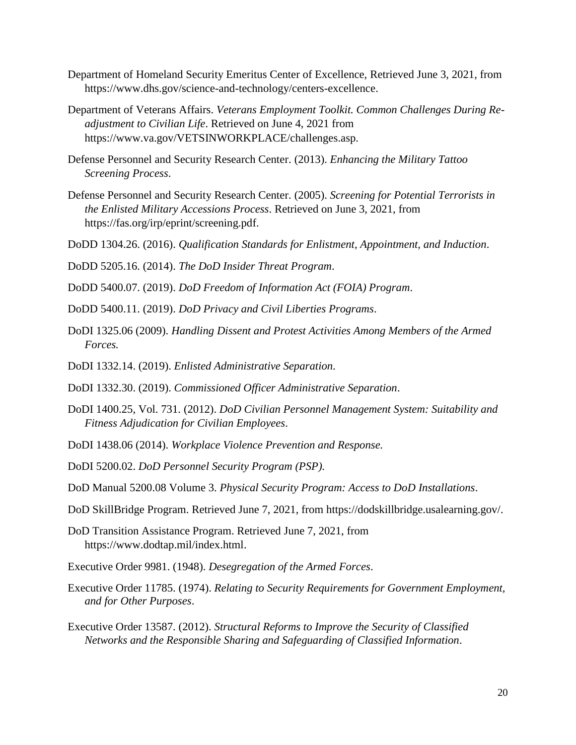Department of Homeland Security Emeritus Center of Excellence, Retrieved June 3, 2021, from https://www.dhs.gov/science-and-technology/centers-excellence.

Department of Veterans Affairs. *Veterans Employment Toolkit. Common Challenges During Re-adjustment to Civilian Life*. Retrieved on June 4, 2021 from https://www.va.gov/VETSINWORKPLACE/challenges.asp.

Defense Personnel and Security Research Center. (2013). *Enhancing the Military Tattoo Screening Process*.

Defense Personnel and Security Research Center. (2005). *Screening for Potential Terrorists in the Enlisted Military Accessions Process*. Retrieved on June 3, 2021, from https://fas.org/irp/eprint/screening.pdf.

DoDD 1304.26. (2016). *Qualification Standards for Enlistment, Appointment, and Induction*.

DoDD 5205.16. (2014). *The DoD Insider Threat Program*.

DoDD 5400.07. (2019). *DoD Freedom of Information Act (FOIA) Program*.

DoDD 5400.11. (2019). *DoD Privacy and Civil Liberties Programs*.

DoDI 1325.06 (2009). *Handling Dissent and Protest Activities Among Members of the Armed Forces.*

DoDI 1332.14. (2019). *Enlisted Administrative Separation.*

DoDI 1332.30. (2019). *Commissioned Officer Administrative Separation*.

DoDI 1400.25, Vol. 731. (2012). *DoD Civilian Personnel Management System: Suitability and Fitness Adjudication for Civilian Employees*.

DoDI 1438.06 (2014). *Workplace Violence Prevention and Response.*

DoDI 5200.02. *DoD Personnel Security Program (PSP).*

DoD Manual 5200.08 Volume 3. *Physical Security Program: Access to DoD Installations*.

DoD SkillBridge Program. Retrieved June 7, 2021, from https://dodskillbridge.usalearning.gov/.

DoD Transition Assistance Program. Retrieved June 7, 2021, from https://www.dodtap.mil/index.html.

Executive Order 9981. (1948). *Desegregation of the Armed Forces*.

Executive Order 11785. (1974). *Relating to Security Requirements for Government Employment, and for Other Purposes*.

Executive Order 13587. (2012). *Structural Reforms to Improve the Security of Classified Networks and the Responsible Sharing and Safeguarding of Classified Information*.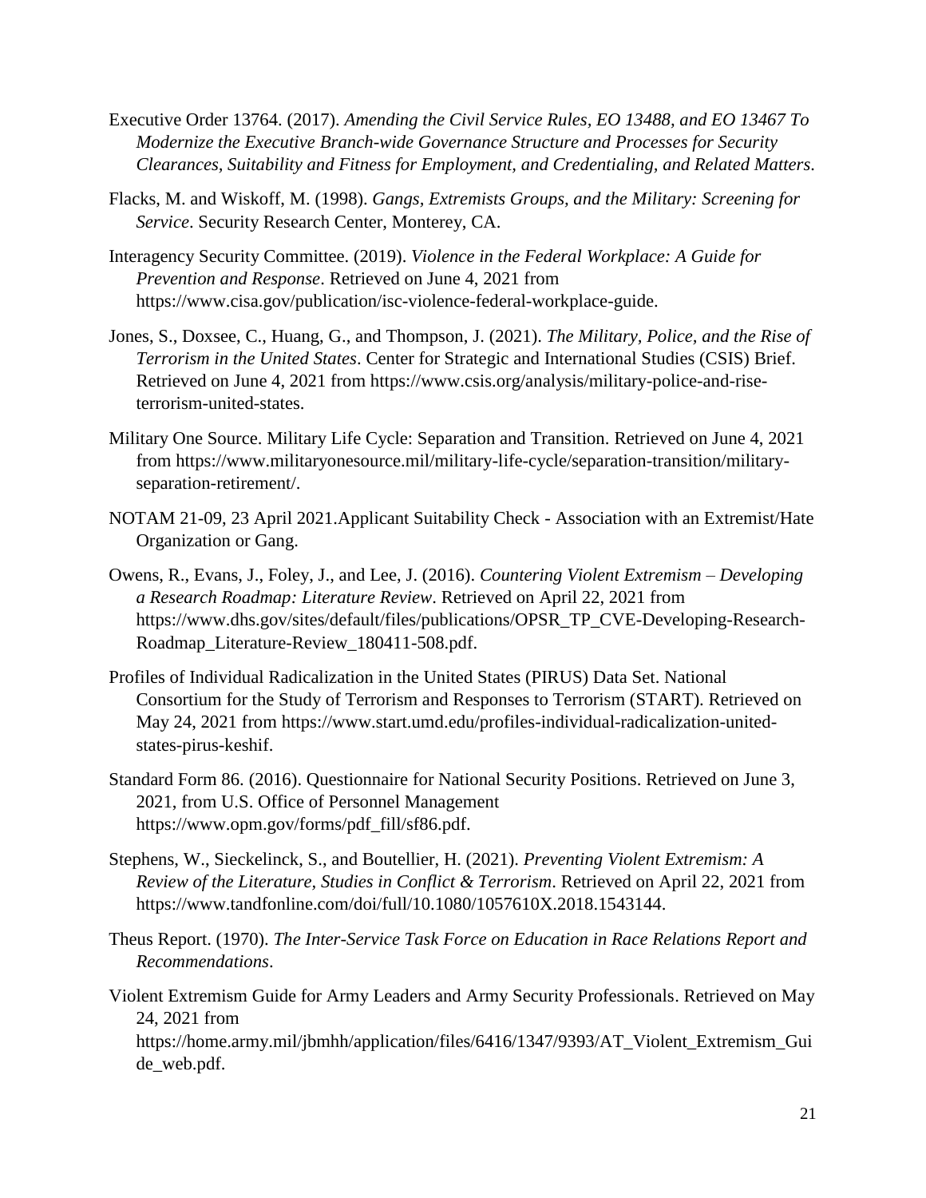Executive Order 13764. (2017). *Amending the Civil Service Rules, EO 13488, and EO 13467 To Modernize the Executive Branch-wide Governance Structure and Processes for Security Clearances, Suitability and Fitness for Employment, and Credentialing, and Related Matters*.

Flacks, M. and Wiskoff, M. (1998). *Gangs, Extremists Groups, and the Military: Screening for Service*. Security Research Center, Monterey, CA.

Interagency Security Committee. (2019). *Violence in the Federal Workplace: A Guide for Prevention and Response*. Retrieved on June 4, 2021 from https://www.cisa.gov/publication/isc-violence-federal-workplace-guide.

Jones, S., Doxsee, C., Huang, G., and Thompson, J. (2021). *The Military, Police, and the Rise of Terrorism in the United States*. Center for Strategic and International Studies (CSIS) Brief. Retrieved on June 4, 2021 from https://www.csis.org/analysis/military-police-and-rise-terrorism-united-states.

Military One Source. Military Life Cycle: Separation and Transition. Retrieved on June 4, 2021 from https://www.militaryonesource.mil/military-life-cycle/separation-transition/military-separation-retirement/.

NOTAM 21-09, 23 April 2021.Applicant Suitability Check - Association with an Extremist/Hate Organization or Gang.

Owens, R., Evans, J., Foley, J., and Lee, J. (2016). *Countering Violent Extremism – Developing a Research Roadmap: Literature Review*. Retrieved on April 22, 2021 from https://www.dhs.gov/sites/default/files/publications/OPSR_TP_CVE-Developing-Research-Roadmap_Literature-Review_180411-508.pdf.

Profiles of Individual Radicalization in the United States (PIRUS) Data Set. National Consortium for the Study of Terrorism and Responses to Terrorism (START). Retrieved on May 24, 2021 from https://www.start.umd.edu/profiles-individual-radicalization-united-states-pirus-keshif.

Standard Form 86. (2016). Questionnaire for National Security Positions. Retrieved on June 3, 2021, from U.S. Office of Personnel Management https://www.opm.gov/forms/pdf_fill/sf86.pdf.

Stephens, W., Sieckelinck, S., and Boutellier, H. (2021). *Preventing Violent Extremism: A Review of the Literature, Studies in Conflict & Terrorism*. Retrieved on April 22, 2021 from https://www.tandfonline.com/doi/full/10.1080/1057610X.2018.1543144.

Theus Report. (1970). *The Inter-Service Task Force on Education in Race Relations Report and Recommendations*.

Violent Extremism Guide for Army Leaders and Army Security Professionals. Retrieved on May 24, 2021 from https://home.army.mil/jbmhh/application/files/6416/1347/9393/AT_Violent_Extremism_Guide_web.pdf.